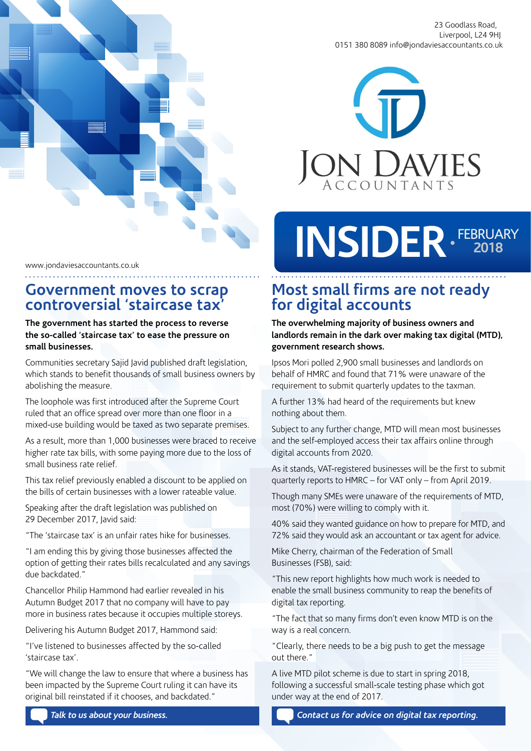23 Goodlass Road,
Liverpool, L24 9HJ
0151 380 8089 info@jondaviesaccountants.co.uk

JON DAVIES ACCOUNTANTS

# INSIDER • FEBRUARY 2018

www.jondaviesaccountants.co.uk

## Government moves to scrap controversial 'staircase tax'

**The government has started the process to reverse the so-called 'staircase tax' to ease the pressure on small businesses.**

Communities secretary Sajid Javid published draft legislation, which stands to benefit thousands of small business owners by abolishing the measure.

The loophole was first introduced after the Supreme Court ruled that an office spread over more than one floor in a mixed-use building would be taxed as two separate premises.

As a result, more than 1,000 businesses were braced to receive higher rate tax bills, with some paying more due to the loss of small business rate relief.

This tax relief previously enabled a discount to be applied on the bills of certain businesses with a lower rateable value.

Speaking after the draft legislation was published on 29 December 2017, Javid said:

"The 'staircase tax' is an unfair rates hike for businesses.

"I am ending this by giving those businesses affected the option of getting their rates bills recalculated and any savings due backdated."

Chancellor Philip Hammond had earlier revealed in his Autumn Budget 2017 that no company will have to pay more in business rates because it occupies multiple storeys.

Delivering his Autumn Budget 2017, Hammond said:

"I've listened to businesses affected by the so-called 'staircase tax'.

"We will change the law to ensure that where a business has been impacted by the Supreme Court ruling it can have its original bill reinstated if it chooses, and backdated."

*Talk to us about your business.*

## Most small firms are not ready for digital accounts

**The overwhelming majority of business owners and landlords remain in the dark over making tax digital (MTD), government research shows.**

Ipsos Mori polled 2,900 small businesses and landlords on behalf of HMRC and found that 71% were unaware of the requirement to submit quarterly updates to the taxman.

A further 13% had heard of the requirements but knew nothing about them.

Subject to any further change, MTD will mean most businesses and the self-employed access their tax affairs online through digital accounts from 2020.

As it stands, VAT-registered businesses will be the first to submit quarterly reports to HMRC – for VAT only – from April 2019.

Though many SMEs were unaware of the requirements of MTD, most (70%) were willing to comply with it.

40% said they wanted guidance on how to prepare for MTD, and 72% said they would ask an accountant or tax agent for advice.

Mike Cherry, chairman of the Federation of Small Businesses (FSB), said:

"This new report highlights how much work is needed to enable the small business community to reap the benefits of digital tax reporting.

"The fact that so many firms don't even know MTD is on the way is a real concern.

"Clearly, there needs to be a big push to get the message out there."

A live MTD pilot scheme is due to start in spring 2018, following a successful small-scale testing phase which got under way at the end of 2017.

*Contact us for advice on digital tax reporting.*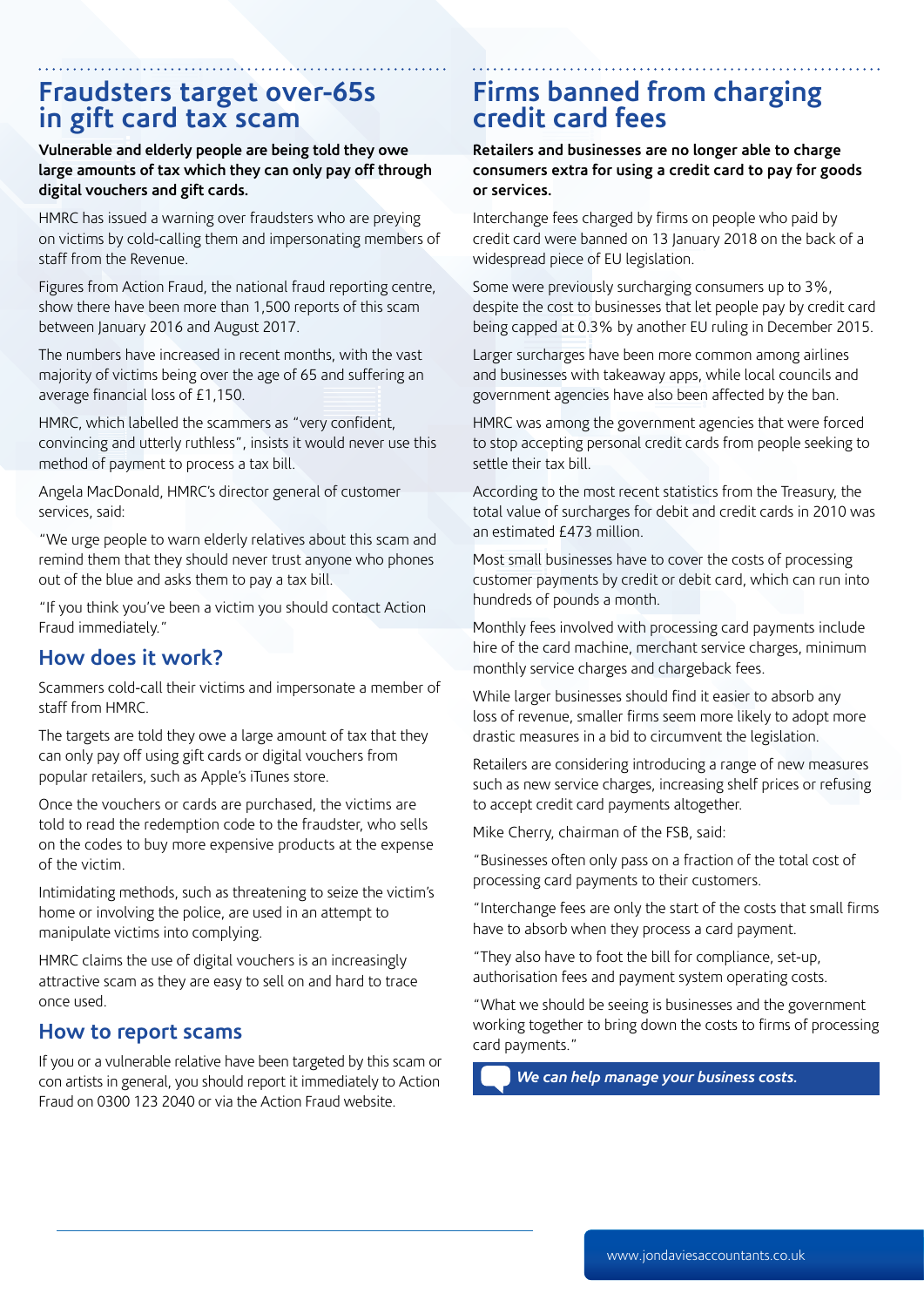# Fraudsters target over-65s in gift card tax scam

**Vulnerable and elderly people are being told they owe large amounts of tax which they can only pay off through digital vouchers and gift cards.**

HMRC has issued a warning over fraudsters who are preying on victims by cold-calling them and impersonating members of staff from the Revenue.

Figures from Action Fraud, the national fraud reporting centre, show there have been more than 1,500 reports of this scam between January 2016 and August 2017.

The numbers have increased in recent months, with the vast majority of victims being over the age of 65 and suffering an average financial loss of £1,150.

HMRC, which labelled the scammers as "very confident, convincing and utterly ruthless", insists it would never use this method of payment to process a tax bill.

Angela MacDonald, HMRC's director general of customer services, said:

"We urge people to warn elderly relatives about this scam and remind them that they should never trust anyone who phones out of the blue and asks them to pay a tax bill.

"If you think you've been a victim you should contact Action Fraud immediately."

## How does it work?

Scammers cold-call their victims and impersonate a member of staff from HMRC.

The targets are told they owe a large amount of tax that they can only pay off using gift cards or digital vouchers from popular retailers, such as Apple's iTunes store.

Once the vouchers or cards are purchased, the victims are told to read the redemption code to the fraudster, who sells on the codes to buy more expensive products at the expense of the victim.

Intimidating methods, such as threatening to seize the victim's home or involving the police, are used in an attempt to manipulate victims into complying.

HMRC claims the use of digital vouchers is an increasingly attractive scam as they are easy to sell on and hard to trace once used.

## How to report scams

If you or a vulnerable relative have been targeted by this scam or con artists in general, you should report it immediately to Action Fraud on 0300 123 2040 or via the Action Fraud website.

# Firms banned from charging credit card fees

**Retailers and businesses are no longer able to charge consumers extra for using a credit card to pay for goods or services.**

Interchange fees charged by firms on people who paid by credit card were banned on 13 January 2018 on the back of a widespread piece of EU legislation.

Some were previously surcharging consumers up to 3%, despite the cost to businesses that let people pay by credit card being capped at 0.3% by another EU ruling in December 2015.

Larger surcharges have been more common among airlines and businesses with takeaway apps, while local councils and government agencies have also been affected by the ban.

HMRC was among the government agencies that were forced to stop accepting personal credit cards from people seeking to settle their tax bill.

According to the most recent statistics from the Treasury, the total value of surcharges for debit and credit cards in 2010 was an estimated £473 million.

Most small businesses have to cover the costs of processing customer payments by credit or debit card, which can run into hundreds of pounds a month.

Monthly fees involved with processing card payments include hire of the card machine, merchant service charges, minimum monthly service charges and chargeback fees.

While larger businesses should find it easier to absorb any loss of revenue, smaller firms seem more likely to adopt more drastic measures in a bid to circumvent the legislation.

Retailers are considering introducing a range of new measures such as new service charges, increasing shelf prices or refusing to accept credit card payments altogether.

Mike Cherry, chairman of the FSB, said:

"Businesses often only pass on a fraction of the total cost of processing card payments to their customers.

"Interchange fees are only the start of the costs that small firms have to absorb when they process a card payment.

"They also have to foot the bill for compliance, set-up, authorisation fees and payment system operating costs.

"What we should be seeing is businesses and the government working together to bring down the costs to firms of processing card payments."

***We can help manage your business costs.***

www.jondaviesaccountants.co.uk